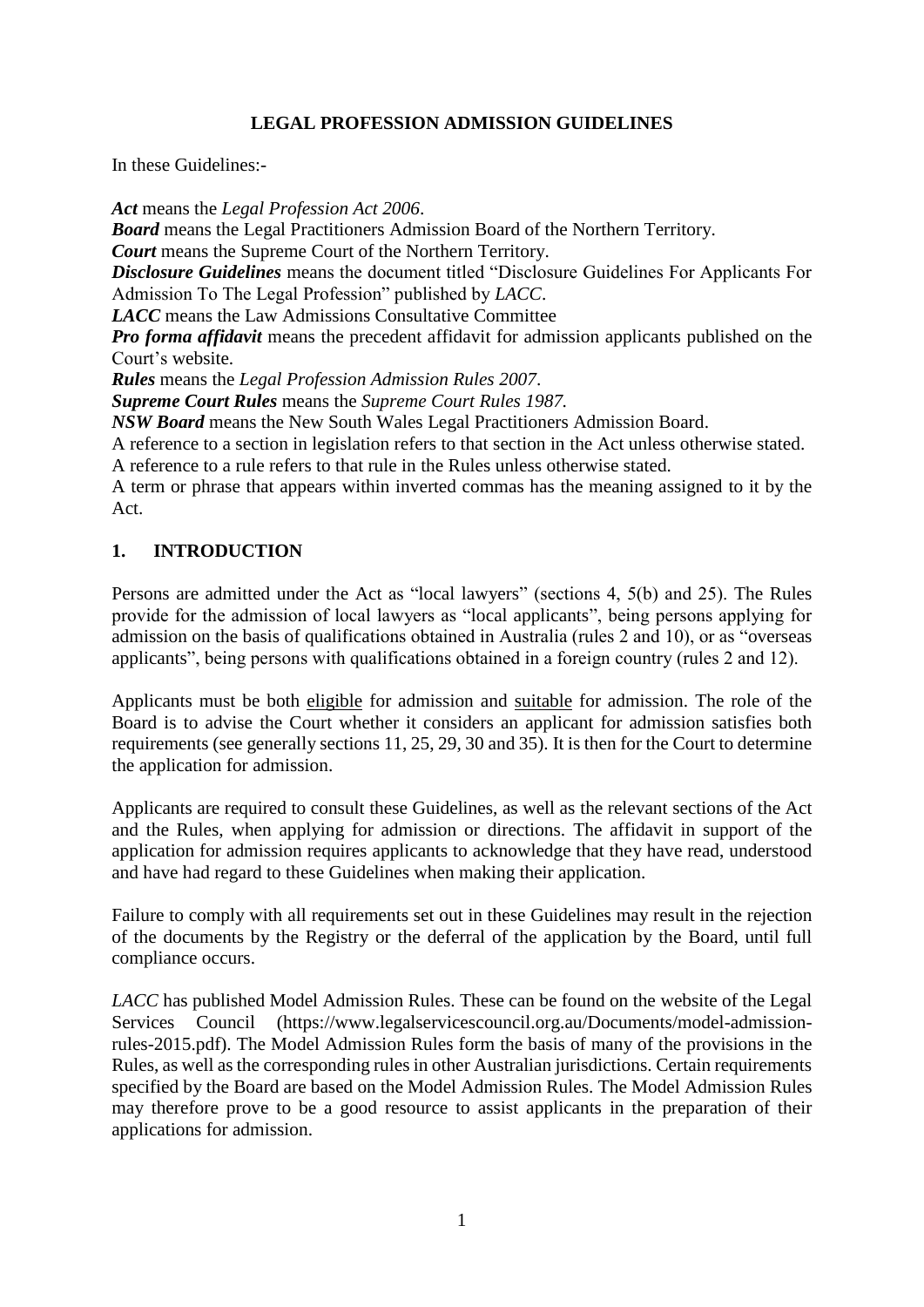# LEGAL PROFESSION ADMISSION GUIDELINES

In these Guidelines:-

***Act*** means the *Legal Profession Act 2006*.
***Board*** means the Legal Practitioners Admission Board of the Northern Territory.
***Court*** means the Supreme Court of the Northern Territory.
***Disclosure Guidelines*** means the document titled "Disclosure Guidelines For Applicants For Admission To The Legal Profession" published by *LACC*.
***LACC*** means the Law Admissions Consultative Committee
***Pro forma affidavit*** means the precedent affidavit for admission applicants published on the Court's website.
***Rules*** means the *Legal Profession Admission Rules 2007*.
***Supreme Court Rules*** means the *Supreme Court Rules 1987.*
***NSW Board*** means the New South Wales Legal Practitioners Admission Board.
A reference to a section in legislation refers to that section in the Act unless otherwise stated.
A reference to a rule refers to that rule in the Rules unless otherwise stated.
A term or phrase that appears within inverted commas has the meaning assigned to it by the Act.

## 1. INTRODUCTION

Persons are admitted under the Act as "local lawyers" (sections 4, 5(b) and 25). The Rules provide for the admission of local lawyers as "local applicants", being persons applying for admission on the basis of qualifications obtained in Australia (rules 2 and 10), or as "overseas applicants", being persons with qualifications obtained in a foreign country (rules 2 and 12).

Applicants must be both <u>eligible</u> for admission and <u>suitable</u> for admission. The role of the Board is to advise the Court whether it considers an applicant for admission satisfies both requirements (see generally sections 11, 25, 29, 30 and 35). It is then for the Court to determine the application for admission.

Applicants are required to consult these Guidelines, as well as the relevant sections of the Act and the Rules, when applying for admission or directions. The affidavit in support of the application for admission requires applicants to acknowledge that they have read, understood and have had regard to these Guidelines when making their application.

Failure to comply with all requirements set out in these Guidelines may result in the rejection of the documents by the Registry or the deferral of the application by the Board, until full compliance occurs.

*LACC* has published Model Admission Rules. These can be found on the website of the Legal Services Council (https://www.legalservicescouncil.org.au/Documents/model-admission-rules-2015.pdf). The Model Admission Rules form the basis of many of the provisions in the Rules, as well as the corresponding rules in other Australian jurisdictions. Certain requirements specified by the Board are based on the Model Admission Rules. The Model Admission Rules may therefore prove to be a good resource to assist applicants in the preparation of their applications for admission.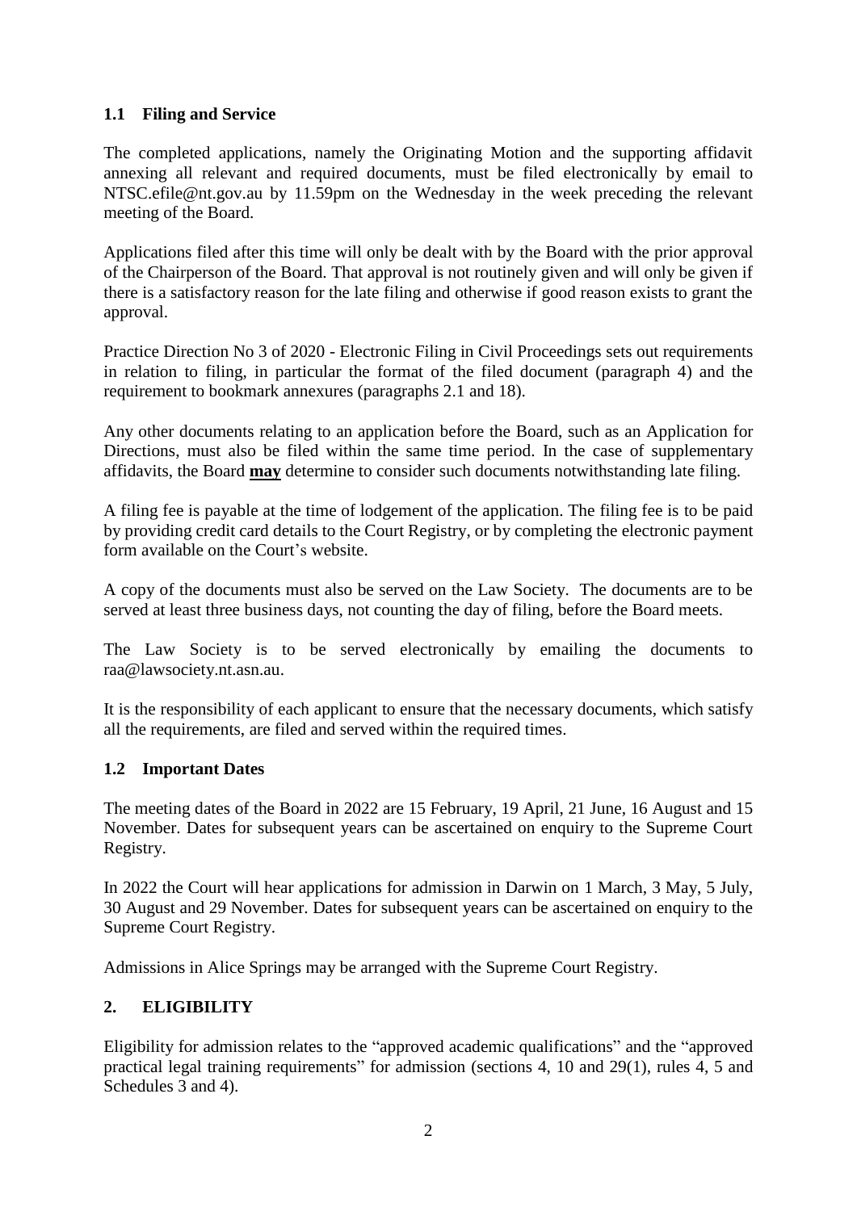### 1.1 Filing and Service

The completed applications, namely the Originating Motion and the supporting affidavit annexing all relevant and required documents, must be filed electronically by email to NTSC.efile@nt.gov.au by 11.59pm on the Wednesday in the week preceding the relevant meeting of the Board.

Applications filed after this time will only be dealt with by the Board with the prior approval of the Chairperson of the Board. That approval is not routinely given and will only be given if there is a satisfactory reason for the late filing and otherwise if good reason exists to grant the approval.

Practice Direction No 3 of 2020 - Electronic Filing in Civil Proceedings sets out requirements in relation to filing, in particular the format of the filed document (paragraph 4) and the requirement to bookmark annexures (paragraphs 2.1 and 18).

Any other documents relating to an application before the Board, such as an Application for Directions, must also be filed within the same time period. In the case of supplementary affidavits, the Board **may** determine to consider such documents notwithstanding late filing.

A filing fee is payable at the time of lodgement of the application. The filing fee is to be paid by providing credit card details to the Court Registry, or by completing the electronic payment form available on the Court's website.

A copy of the documents must also be served on the Law Society. The documents are to be served at least three business days, not counting the day of filing, before the Board meets.

The Law Society is to be served electronically by emailing the documents to raa@lawsociety.nt.asn.au.

It is the responsibility of each applicant to ensure that the necessary documents, which satisfy all the requirements, are filed and served within the required times.

### 1.2 Important Dates

The meeting dates of the Board in 2022 are 15 February, 19 April, 21 June, 16 August and 15 November. Dates for subsequent years can be ascertained on enquiry to the Supreme Court Registry.

In 2022 the Court will hear applications for admission in Darwin on 1 March, 3 May, 5 July, 30 August and 29 November. Dates for subsequent years can be ascertained on enquiry to the Supreme Court Registry.

Admissions in Alice Springs may be arranged with the Supreme Court Registry.

## 2. ELIGIBILITY

Eligibility for admission relates to the "approved academic qualifications" and the "approved practical legal training requirements" for admission (sections 4, 10 and 29(1), rules 4, 5 and Schedules 3 and 4).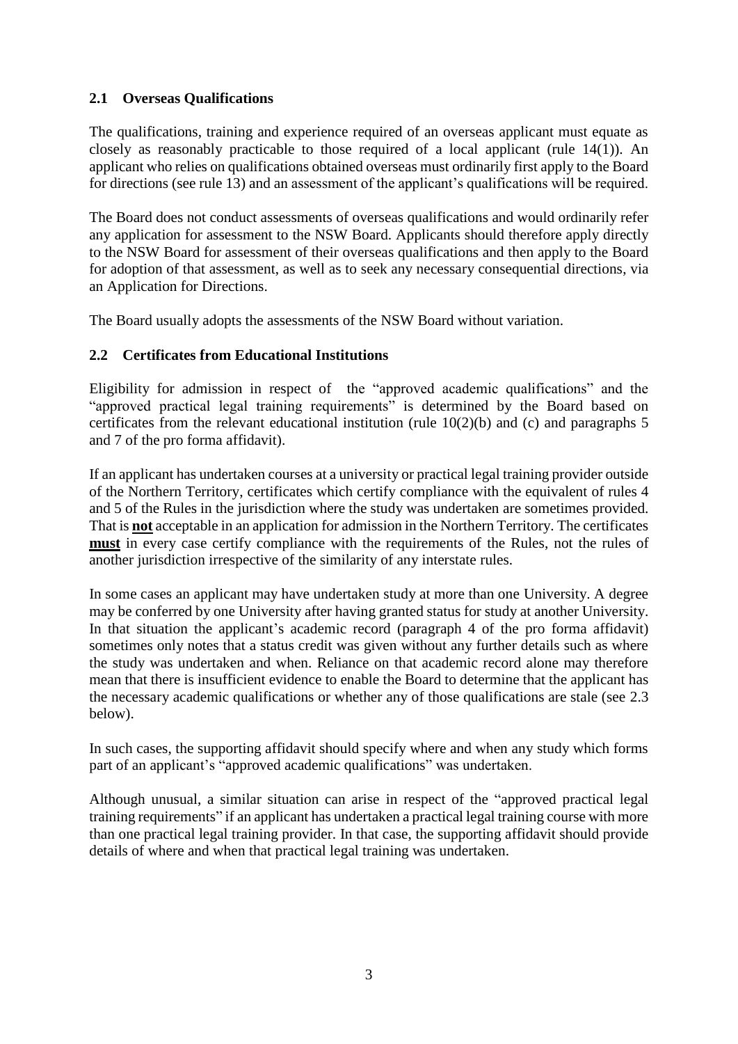### 2.1 Overseas Qualifications

The qualifications, training and experience required of an overseas applicant must equate as closely as reasonably practicable to those required of a local applicant (rule 14(1)). An applicant who relies on qualifications obtained overseas must ordinarily first apply to the Board for directions (see rule 13) and an assessment of the applicant's qualifications will be required.

The Board does not conduct assessments of overseas qualifications and would ordinarily refer any application for assessment to the NSW Board. Applicants should therefore apply directly to the NSW Board for assessment of their overseas qualifications and then apply to the Board for adoption of that assessment, as well as to seek any necessary consequential directions, via an Application for Directions.

The Board usually adopts the assessments of the NSW Board without variation.

### 2.2 Certificates from Educational Institutions

Eligibility for admission in respect of the "approved academic qualifications" and the "approved practical legal training requirements" is determined by the Board based on certificates from the relevant educational institution (rule 10(2)(b) and (c) and paragraphs 5 and 7 of the pro forma affidavit).

If an applicant has undertaken courses at a university or practical legal training provider outside of the Northern Territory, certificates which certify compliance with the equivalent of rules 4 and 5 of the Rules in the jurisdiction where the study was undertaken are sometimes provided. That is **not** acceptable in an application for admission in the Northern Territory. The certificates **must** in every case certify compliance with the requirements of the Rules, not the rules of another jurisdiction irrespective of the similarity of any interstate rules.

In some cases an applicant may have undertaken study at more than one University. A degree may be conferred by one University after having granted status for study at another University. In that situation the applicant's academic record (paragraph 4 of the pro forma affidavit) sometimes only notes that a status credit was given without any further details such as where the study was undertaken and when. Reliance on that academic record alone may therefore mean that there is insufficient evidence to enable the Board to determine that the applicant has the necessary academic qualifications or whether any of those qualifications are stale (see 2.3 below).

In such cases, the supporting affidavit should specify where and when any study which forms part of an applicant's "approved academic qualifications" was undertaken.

Although unusual, a similar situation can arise in respect of the "approved practical legal training requirements" if an applicant has undertaken a practical legal training course with more than one practical legal training provider. In that case, the supporting affidavit should provide details of where and when that practical legal training was undertaken.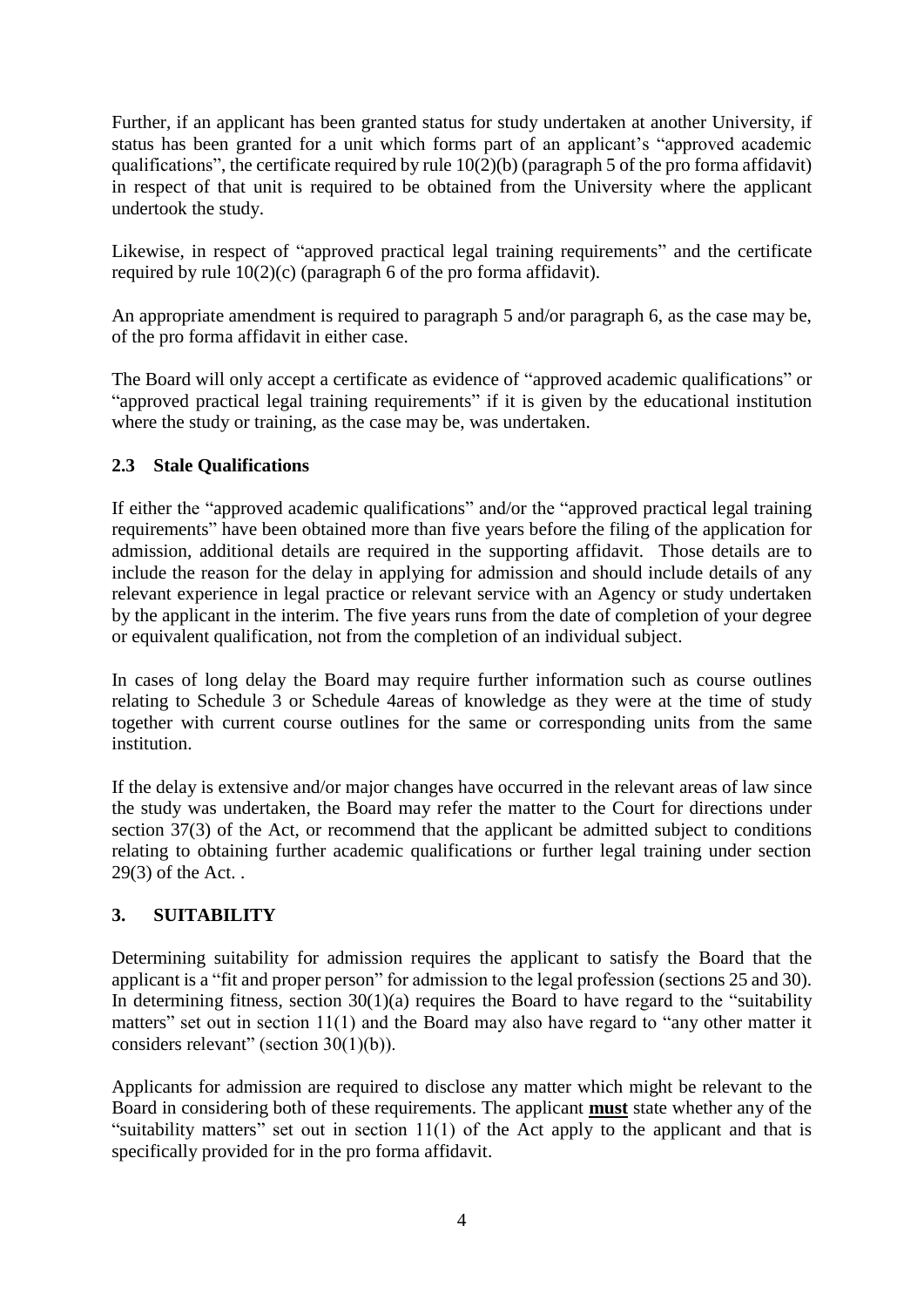Further, if an applicant has been granted status for study undertaken at another University, if status has been granted for a unit which forms part of an applicant's "approved academic qualifications", the certificate required by rule 10(2)(b) (paragraph 5 of the pro forma affidavit) in respect of that unit is required to be obtained from the University where the applicant undertook the study.

Likewise, in respect of "approved practical legal training requirements" and the certificate required by rule 10(2)(c) (paragraph 6 of the pro forma affidavit).

An appropriate amendment is required to paragraph 5 and/or paragraph 6, as the case may be, of the pro forma affidavit in either case.

The Board will only accept a certificate as evidence of "approved academic qualifications" or "approved practical legal training requirements" if it is given by the educational institution where the study or training, as the case may be, was undertaken.

### 2.3 Stale Qualifications

If either the "approved academic qualifications" and/or the "approved practical legal training requirements" have been obtained more than five years before the filing of the application for admission, additional details are required in the supporting affidavit. Those details are to include the reason for the delay in applying for admission and should include details of any relevant experience in legal practice or relevant service with an Agency or study undertaken by the applicant in the interim. The five years runs from the date of completion of your degree or equivalent qualification, not from the completion of an individual subject.

In cases of long delay the Board may require further information such as course outlines relating to Schedule 3 or Schedule 4areas of knowledge as they were at the time of study together with current course outlines for the same or corresponding units from the same institution.

If the delay is extensive and/or major changes have occurred in the relevant areas of law since the study was undertaken, the Board may refer the matter to the Court for directions under section 37(3) of the Act, or recommend that the applicant be admitted subject to conditions relating to obtaining further academic qualifications or further legal training under section 29(3) of the Act. .

## 3. SUITABILITY

Determining suitability for admission requires the applicant to satisfy the Board that the applicant is a "fit and proper person" for admission to the legal profession (sections 25 and 30). In determining fitness, section 30(1)(a) requires the Board to have regard to the "suitability matters" set out in section 11(1) and the Board may also have regard to "any other matter it considers relevant" (section 30(1)(b)).

Applicants for admission are required to disclose any matter which might be relevant to the Board in considering both of these requirements. The applicant **must** state whether any of the "suitability matters" set out in section 11(1) of the Act apply to the applicant and that is specifically provided for in the pro forma affidavit.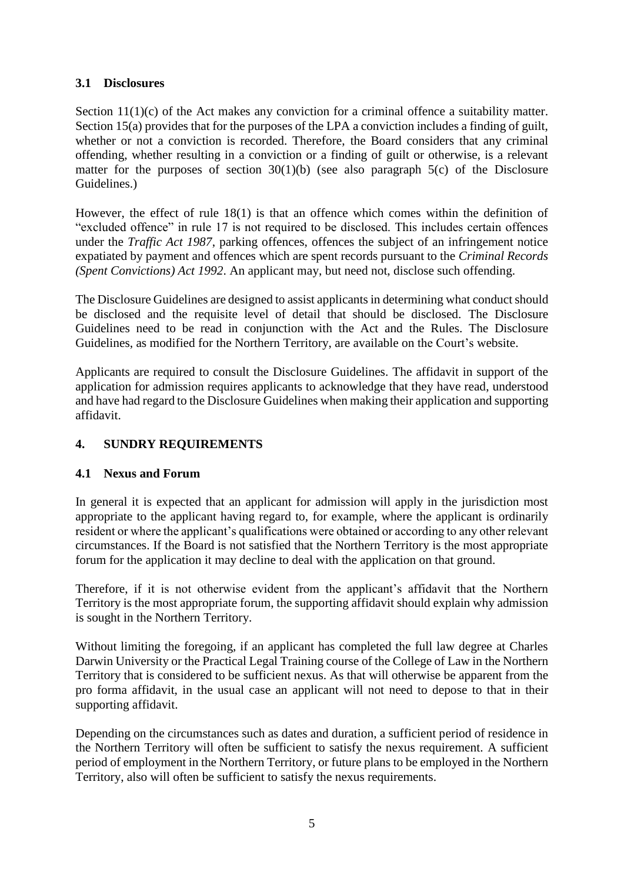### 3.1 Disclosures

Section 11(1)(c) of the Act makes any conviction for a criminal offence a suitability matter. Section 15(a) provides that for the purposes of the LPA a conviction includes a finding of guilt, whether or not a conviction is recorded. Therefore, the Board considers that any criminal offending, whether resulting in a conviction or a finding of guilt or otherwise, is a relevant matter for the purposes of section 30(1)(b) (see also paragraph 5(c) of the Disclosure Guidelines.)

However, the effect of rule 18(1) is that an offence which comes within the definition of "excluded offence" in rule 17 is not required to be disclosed. This includes certain offences under the *Traffic Act 1987*, parking offences, offences the subject of an infringement notice expatiated by payment and offences which are spent records pursuant to the *Criminal Records (Spent Convictions) Act 1992*. An applicant may, but need not, disclose such offending.

The Disclosure Guidelines are designed to assist applicants in determining what conduct should be disclosed and the requisite level of detail that should be disclosed. The Disclosure Guidelines need to be read in conjunction with the Act and the Rules. The Disclosure Guidelines, as modified for the Northern Territory, are available on the Court's website.

Applicants are required to consult the Disclosure Guidelines. The affidavit in support of the application for admission requires applicants to acknowledge that they have read, understood and have had regard to the Disclosure Guidelines when making their application and supporting affidavit.

## 4. SUNDRY REQUIREMENTS

### 4.1 Nexus and Forum

In general it is expected that an applicant for admission will apply in the jurisdiction most appropriate to the applicant having regard to, for example, where the applicant is ordinarily resident or where the applicant's qualifications were obtained or according to any other relevant circumstances. If the Board is not satisfied that the Northern Territory is the most appropriate forum for the application it may decline to deal with the application on that ground.

Therefore, if it is not otherwise evident from the applicant's affidavit that the Northern Territory is the most appropriate forum, the supporting affidavit should explain why admission is sought in the Northern Territory.

Without limiting the foregoing, if an applicant has completed the full law degree at Charles Darwin University or the Practical Legal Training course of the College of Law in the Northern Territory that is considered to be sufficient nexus. As that will otherwise be apparent from the pro forma affidavit, in the usual case an applicant will not need to depose to that in their supporting affidavit.

Depending on the circumstances such as dates and duration, a sufficient period of residence in the Northern Territory will often be sufficient to satisfy the nexus requirement. A sufficient period of employment in the Northern Territory, or future plans to be employed in the Northern Territory, also will often be sufficient to satisfy the nexus requirements.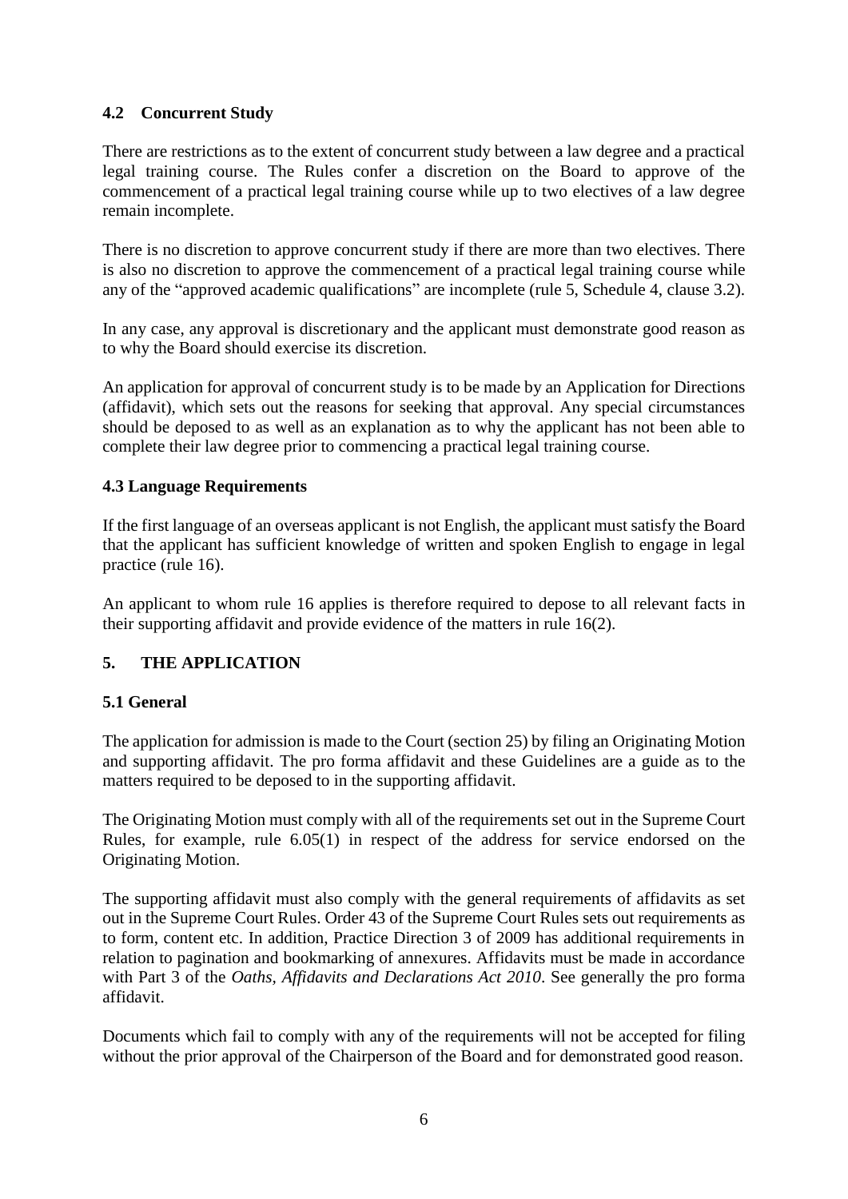### 4.2 Concurrent Study

There are restrictions as to the extent of concurrent study between a law degree and a practical legal training course. The Rules confer a discretion on the Board to approve of the commencement of a practical legal training course while up to two electives of a law degree remain incomplete.

There is no discretion to approve concurrent study if there are more than two electives. There is also no discretion to approve the commencement of a practical legal training course while any of the "approved academic qualifications" are incomplete (rule 5, Schedule 4, clause 3.2).

In any case, any approval is discretionary and the applicant must demonstrate good reason as to why the Board should exercise its discretion.

An application for approval of concurrent study is to be made by an Application for Directions (affidavit), which sets out the reasons for seeking that approval. Any special circumstances should be deposed to as well as an explanation as to why the applicant has not been able to complete their law degree prior to commencing a practical legal training course.

### 4.3 Language Requirements

If the first language of an overseas applicant is not English, the applicant must satisfy the Board that the applicant has sufficient knowledge of written and spoken English to engage in legal practice (rule 16).

An applicant to whom rule 16 applies is therefore required to depose to all relevant facts in their supporting affidavit and provide evidence of the matters in rule 16(2).

## 5. THE APPLICATION

### 5.1 General

The application for admission is made to the Court (section 25) by filing an Originating Motion and supporting affidavit. The pro forma affidavit and these Guidelines are a guide as to the matters required to be deposed to in the supporting affidavit.

The Originating Motion must comply with all of the requirements set out in the Supreme Court Rules, for example, rule 6.05(1) in respect of the address for service endorsed on the Originating Motion.

The supporting affidavit must also comply with the general requirements of affidavits as set out in the Supreme Court Rules. Order 43 of the Supreme Court Rules sets out requirements as to form, content etc. In addition, Practice Direction 3 of 2009 has additional requirements in relation to pagination and bookmarking of annexures. Affidavits must be made in accordance with Part 3 of the *Oaths, Affidavits and Declarations Act 2010*. See generally the pro forma affidavit.

Documents which fail to comply with any of the requirements will not be accepted for filing without the prior approval of the Chairperson of the Board and for demonstrated good reason.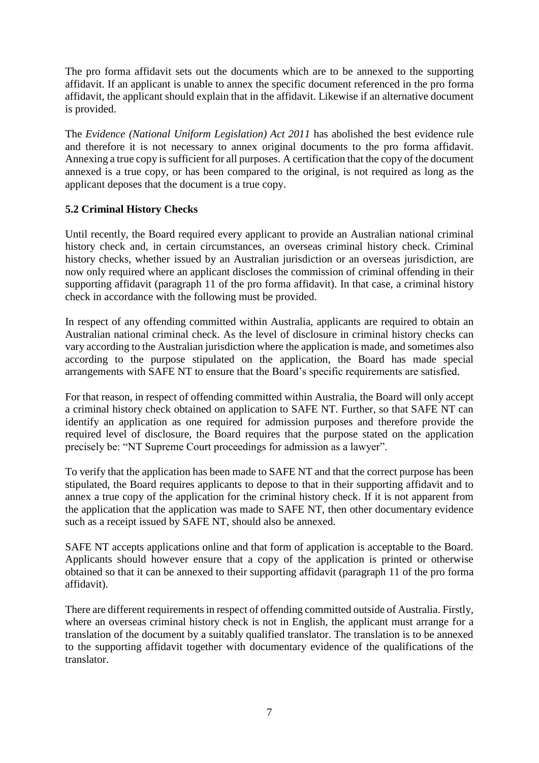The pro forma affidavit sets out the documents which are to be annexed to the supporting affidavit. If an applicant is unable to annex the specific document referenced in the pro forma affidavit, the applicant should explain that in the affidavit. Likewise if an alternative document is provided.

The *Evidence (National Uniform Legislation) Act 2011* has abolished the best evidence rule and therefore it is not necessary to annex original documents to the pro forma affidavit. Annexing a true copy is sufficient for all purposes. A certification that the copy of the document annexed is a true copy, or has been compared to the original, is not required as long as the applicant deposes that the document is a true copy.

### 5.2 Criminal History Checks

Until recently, the Board required every applicant to provide an Australian national criminal history check and, in certain circumstances, an overseas criminal history check. Criminal history checks, whether issued by an Australian jurisdiction or an overseas jurisdiction, are now only required where an applicant discloses the commission of criminal offending in their supporting affidavit (paragraph 11 of the pro forma affidavit). In that case, a criminal history check in accordance with the following must be provided.

In respect of any offending committed within Australia, applicants are required to obtain an Australian national criminal check. As the level of disclosure in criminal history checks can vary according to the Australian jurisdiction where the application is made, and sometimes also according to the purpose stipulated on the application, the Board has made special arrangements with SAFE NT to ensure that the Board's specific requirements are satisfied.

For that reason, in respect of offending committed within Australia, the Board will only accept a criminal history check obtained on application to SAFE NT. Further, so that SAFE NT can identify an application as one required for admission purposes and therefore provide the required level of disclosure, the Board requires that the purpose stated on the application precisely be: "NT Supreme Court proceedings for admission as a lawyer".

To verify that the application has been made to SAFE NT and that the correct purpose has been stipulated, the Board requires applicants to depose to that in their supporting affidavit and to annex a true copy of the application for the criminal history check. If it is not apparent from the application that the application was made to SAFE NT, then other documentary evidence such as a receipt issued by SAFE NT, should also be annexed.

SAFE NT accepts applications online and that form of application is acceptable to the Board. Applicants should however ensure that a copy of the application is printed or otherwise obtained so that it can be annexed to their supporting affidavit (paragraph 11 of the pro forma affidavit).

There are different requirements in respect of offending committed outside of Australia. Firstly, where an overseas criminal history check is not in English, the applicant must arrange for a translation of the document by a suitably qualified translator. The translation is to be annexed to the supporting affidavit together with documentary evidence of the qualifications of the translator.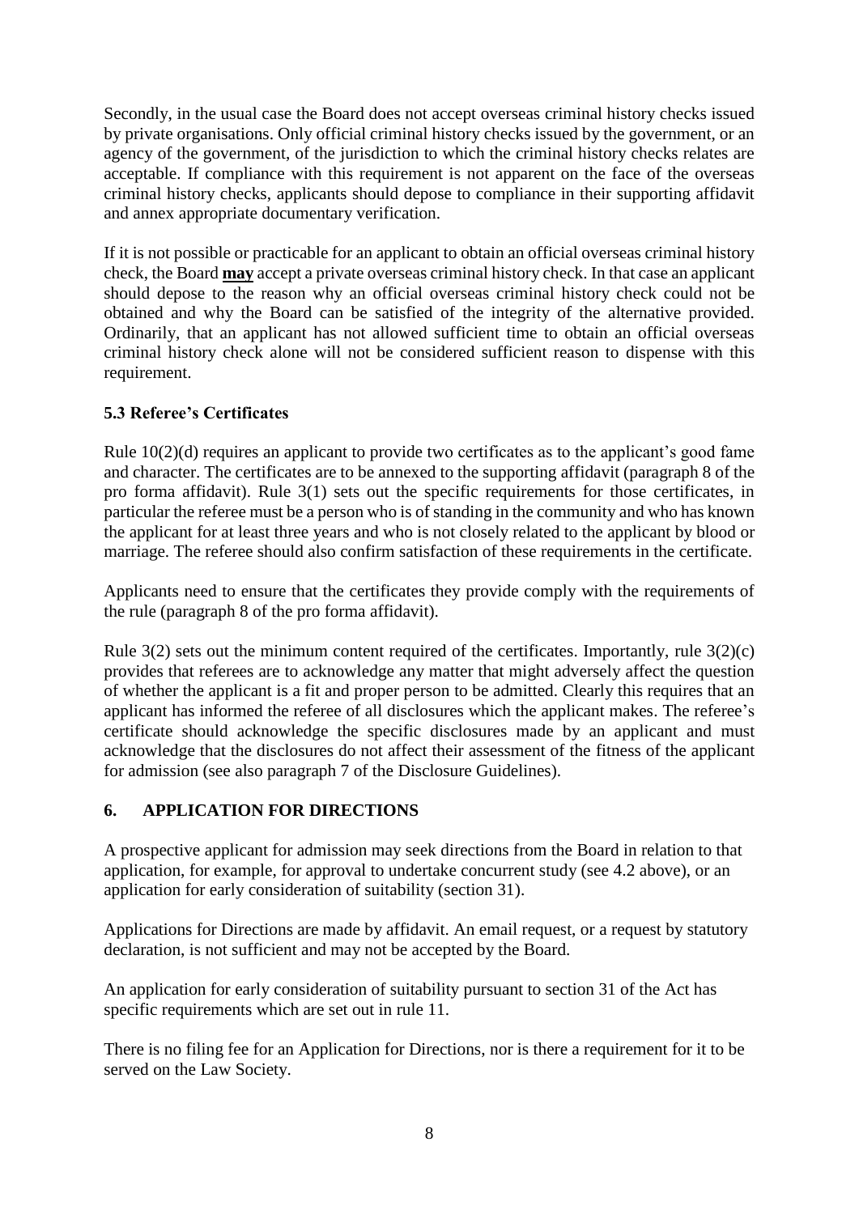Secondly, in the usual case the Board does not accept overseas criminal history checks issued by private organisations. Only official criminal history checks issued by the government, or an agency of the government, of the jurisdiction to which the criminal history checks relates are acceptable. If compliance with this requirement is not apparent on the face of the overseas criminal history checks, applicants should depose to compliance in their supporting affidavit and annex appropriate documentary verification.

If it is not possible or practicable for an applicant to obtain an official overseas criminal history check, the Board **may** accept a private overseas criminal history check. In that case an applicant should depose to the reason why an official overseas criminal history check could not be obtained and why the Board can be satisfied of the integrity of the alternative provided. Ordinarily, that an applicant has not allowed sufficient time to obtain an official overseas criminal history check alone will not be considered sufficient reason to dispense with this requirement.

### 5.3 Referee's Certificates

Rule 10(2)(d) requires an applicant to provide two certificates as to the applicant's good fame and character. The certificates are to be annexed to the supporting affidavit (paragraph 8 of the pro forma affidavit). Rule 3(1) sets out the specific requirements for those certificates, in particular the referee must be a person who is of standing in the community and who has known the applicant for at least three years and who is not closely related to the applicant by blood or marriage. The referee should also confirm satisfaction of these requirements in the certificate.

Applicants need to ensure that the certificates they provide comply with the requirements of the rule (paragraph 8 of the pro forma affidavit).

Rule 3(2) sets out the minimum content required of the certificates. Importantly, rule 3(2)(c) provides that referees are to acknowledge any matter that might adversely affect the question of whether the applicant is a fit and proper person to be admitted. Clearly this requires that an applicant has informed the referee of all disclosures which the applicant makes. The referee's certificate should acknowledge the specific disclosures made by an applicant and must acknowledge that the disclosures do not affect their assessment of the fitness of the applicant for admission (see also paragraph 7 of the Disclosure Guidelines).

## 6. APPLICATION FOR DIRECTIONS

A prospective applicant for admission may seek directions from the Board in relation to that application, for example, for approval to undertake concurrent study (see 4.2 above), or an application for early consideration of suitability (section 31).

Applications for Directions are made by affidavit. An email request, or a request by statutory declaration, is not sufficient and may not be accepted by the Board.

An application for early consideration of suitability pursuant to section 31 of the Act has specific requirements which are set out in rule 11.

There is no filing fee for an Application for Directions, nor is there a requirement for it to be served on the Law Society.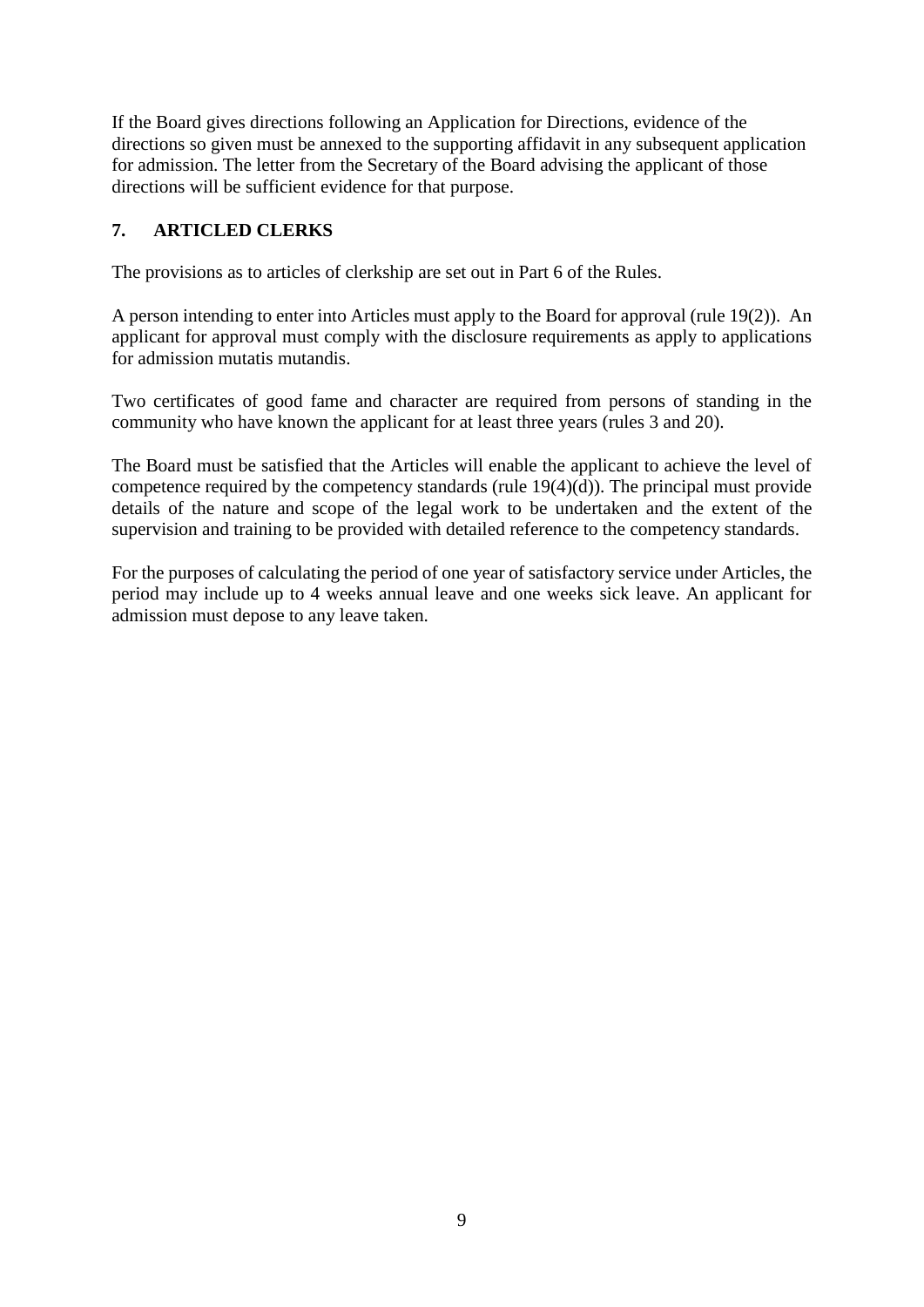If the Board gives directions following an Application for Directions, evidence of the directions so given must be annexed to the supporting affidavit in any subsequent application for admission. The letter from the Secretary of the Board advising the applicant of those directions will be sufficient evidence for that purpose.

## 7. ARTICLED CLERKS

The provisions as to articles of clerkship are set out in Part 6 of the Rules.

A person intending to enter into Articles must apply to the Board for approval (rule 19(2)). An applicant for approval must comply with the disclosure requirements as apply to applications for admission mutatis mutandis.

Two certificates of good fame and character are required from persons of standing in the community who have known the applicant for at least three years (rules 3 and 20).

The Board must be satisfied that the Articles will enable the applicant to achieve the level of competence required by the competency standards (rule 19(4)(d)). The principal must provide details of the nature and scope of the legal work to be undertaken and the extent of the supervision and training to be provided with detailed reference to the competency standards.

For the purposes of calculating the period of one year of satisfactory service under Articles, the period may include up to 4 weeks annual leave and one weeks sick leave. An applicant for admission must depose to any leave taken.